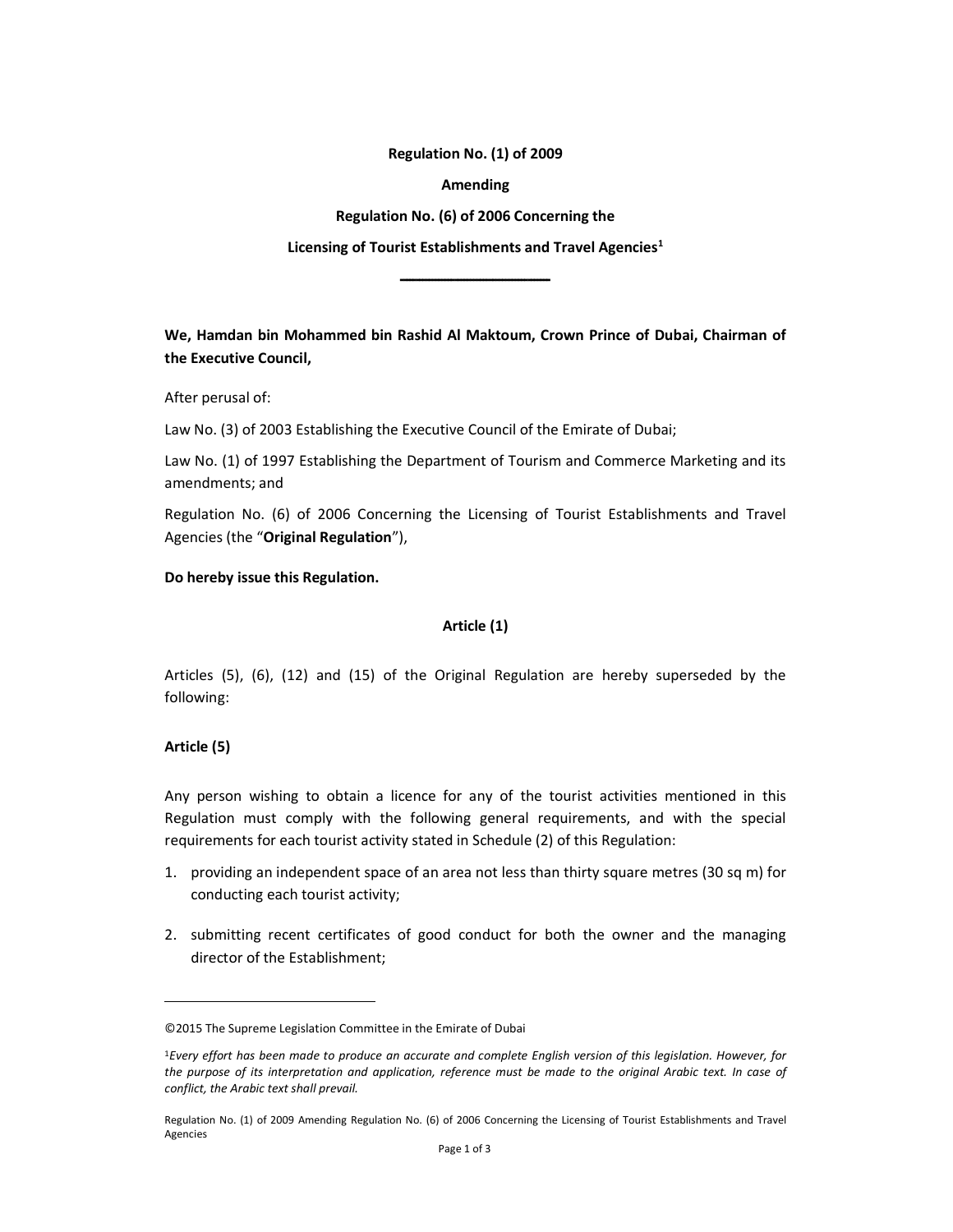**Regulation No. (1) of 2009**

**Amending**

**Regulation No. (6) of 2006 Concerning the**

**Licensing of Tourist Establishments and Travel Agencies**[1]

---

**We, Hamdan bin Mohammed bin Rashid Al Maktoum, Crown Prince of Dubai, Chairman of the Executive Council,**

After perusal of:

Law No. (3) of 2003 Establishing the Executive Council of the Emirate of Dubai;

Law No. (1) of 1997 Establishing the Department of Tourism and Commerce Marketing and its amendments; and

Regulation No. (6) of 2006 Concerning the Licensing of Tourist Establishments and Travel Agencies (the "**Original Regulation**"),

**Do hereby issue this Regulation.**

**Article (1)**

Articles (5), (6), (12) and (15) of the Original Regulation are hereby superseded by the following:

**Article (5)**

Any person wishing to obtain a licence for any of the tourist activities mentioned in this Regulation must comply with the following general requirements, and with the special requirements for each tourist activity stated in Schedule (2) of this Regulation:

1. providing an independent space of an area not less than thirty square metres (30 sq m) for conducting each tourist activity;
2. submitting recent certificates of good conduct for both the owner and the managing director of the Establishment;

---

©2015 The Supreme Legislation Committee in the Emirate of Dubai

[1] *Every effort has been made to produce an accurate and complete English version of this legislation. However, for the purpose of its interpretation and application, reference must be made to the original Arabic text. In case of conflict, the Arabic text shall prevail.*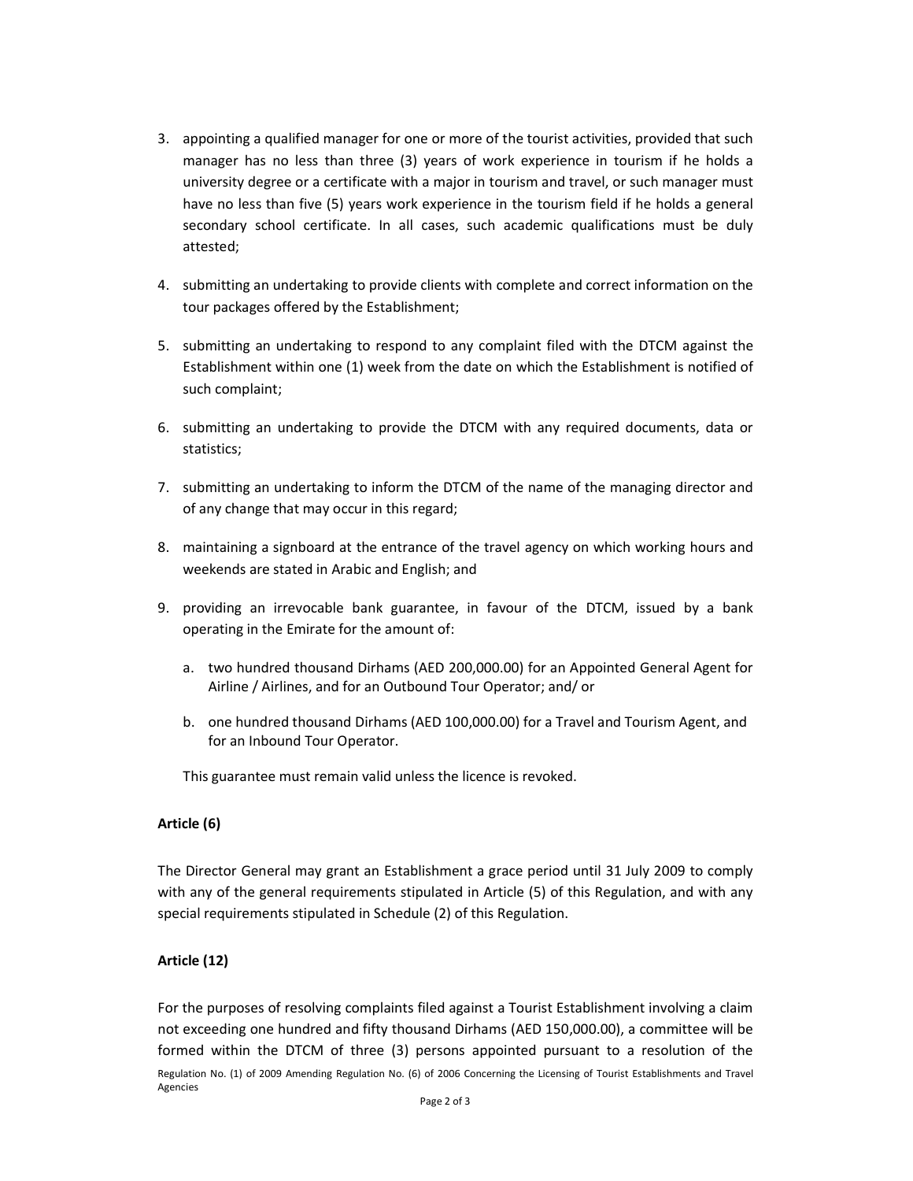3. appointing a qualified manager for one or more of the tourist activities, provided that such manager has no less than three (3) years of work experience in tourism if he holds a university degree or a certificate with a major in tourism and travel, or such manager must have no less than five (5) years work experience in the tourism field if he holds a general secondary school certificate. In all cases, such academic qualifications must be duly attested;

4. submitting an undertaking to provide clients with complete and correct information on the tour packages offered by the Establishment;

5. submitting an undertaking to respond to any complaint filed with the DTCM against the Establishment within one (1) week from the date on which the Establishment is notified of such complaint;

6. submitting an undertaking to provide the DTCM with any required documents, data or statistics;

7. submitting an undertaking to inform the DTCM of the name of the managing director and of any change that may occur in this regard;

8. maintaining a signboard at the entrance of the travel agency on which working hours and weekends are stated in Arabic and English; and

9. providing an irrevocable bank guarantee, in favour of the DTCM, issued by a bank operating in the Emirate for the amount of:

   a. two hundred thousand Dirhams (AED 200,000.00) for an Appointed General Agent for Airline / Airlines, and for an Outbound Tour Operator; and/ or

   b. one hundred thousand Dirhams (AED 100,000.00) for a Travel and Tourism Agent, and for an Inbound Tour Operator.

   This guarantee must remain valid unless the licence is revoked.

**Article (6)**

The Director General may grant an Establishment a grace period until 31 July 2009 to comply with any of the general requirements stipulated in Article (5) of this Regulation, and with any special requirements stipulated in Schedule (2) of this Regulation.

**Article (12)**

For the purposes of resolving complaints filed against a Tourist Establishment involving a claim not exceeding one hundred and fifty thousand Dirhams (AED 150,000.00), a committee will be formed within the DTCM of three (3) persons appointed pursuant to a resolution of the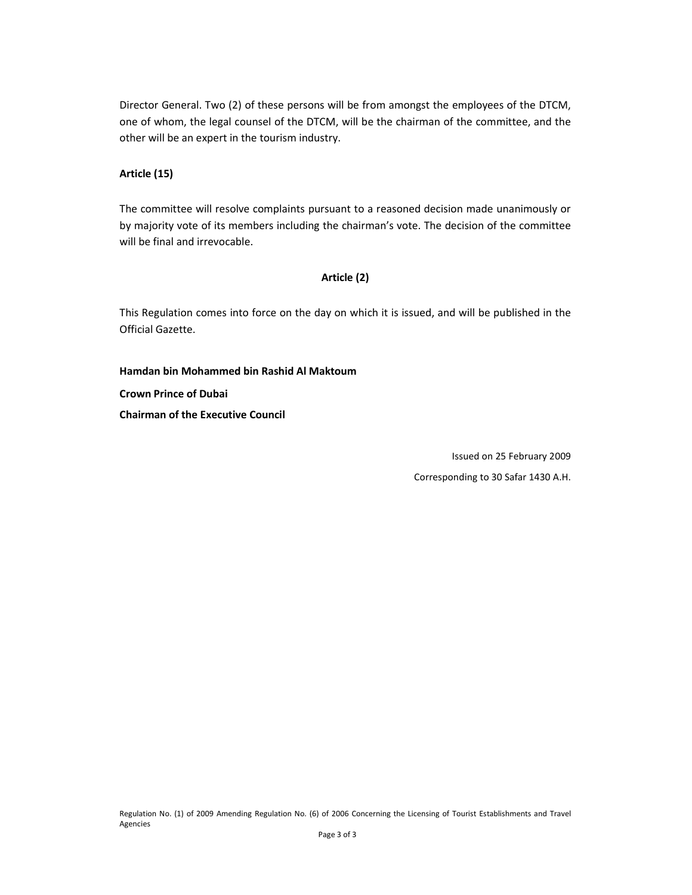Director General. Two (2) of these persons will be from amongst the employees of the DTCM, one of whom, the legal counsel of the DTCM, will be the chairman of the committee, and the other will be an expert in the tourism industry.

**Article (15)**

The committee will resolve complaints pursuant to a reasoned decision made unanimously or by majority vote of its members including the chairman's vote. The decision of the committee will be final and irrevocable.

**Article (2)**

This Regulation comes into force on the day on which it is issued, and will be published in the Official Gazette.

**Hamdan bin Mohammed bin Rashid Al Maktoum**

**Crown Prince of Dubai**

**Chairman of the Executive Council**

Issued on 25 February 2009

Corresponding to 30 Safar 1430 A.H.